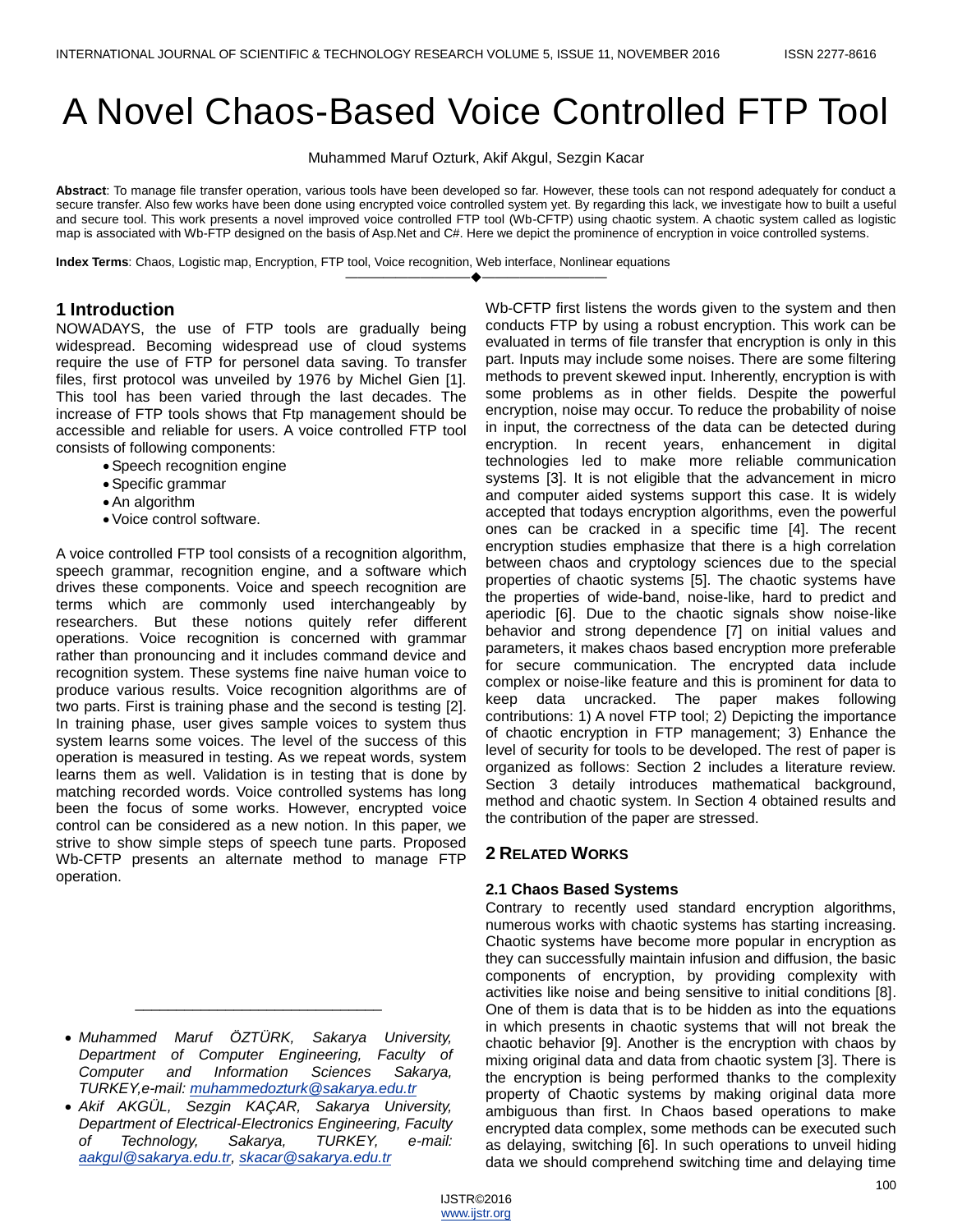# A Novel Chaos-Based Voice Controlled FTP Tool

Muhammed Maruf Ozturk, Akif Akgul, Sezgin Kacar

**Abstract**: To manage file transfer operation, various tools have been developed so far. However, these tools can not respond adequately for conduct a secure transfer. Also few works have been done using encrypted voice controlled system yet. By regarding this lack, we investigate how to built a useful and secure tool. This work presents a novel improved voice controlled FTP tool (Wb-CFTP) using chaotic system. A chaotic system called as logistic map is associated with Wb-FTP designed on the basis of Asp.Net and C#. Here we depict the prominence of encryption in voice controlled systems.

**Index Terms**: Chaos, Logistic map, Encryption, FTP tool, Voice recognition, Web interface, Nonlinear equations

## 1 Introduction

NOWADAYS, the use of FTP tools are gradually being widespread. Becoming widespread use of cloud systems require the use of FTP for personel data saving. To transfer files, first protocol was unveiled by 1976 by Michel Gien [1]. This tool has been varied through the last decades. The increase of FTP tools shows that Ftp management should be accessible and reliable for users. A voice controlled FTP tool consists of following components:

- Speech recognition engine
- Specific grammar
- An algorithm
- Voice control software.

A voice controlled FTP tool consists of a recognition algorithm, speech grammar, recognition engine, and a software which drives these components. Voice and speech recognition are terms which are commonly used interchangeably by researchers. But these notions quitely refer different operations. Voice recognition is concerned with grammar rather than pronouncing and it includes command device and recognition system. These systems fine naive human voice to produce various results. Voice recognition algorithms are of two parts. First is training phase and the second is testing [2]. In training phase, user gives sample voices to system thus system learns some voices. The level of the success of this operation is measured in testing. As we repeat words, system learns them as well. Validation is in testing that is done by matching recorded words. Voice controlled systems has long been the focus of some works. However, encrypted voice control can be considered as a new notion. In this paper, we strive to show simple steps of speech tune parts. Proposed Wb-CFTP presents an alternate method to manage FTP operation.

- *Muhammed Maruf ÖZTÜRK, Sakarya University, Department of Computer Engineering, Faculty of Computer and Information Sciences Sakarya, TURKEY,e-mail: muhammedozturk@sakarya.edu.tr*
- *Akif AKGÜL, Sezgin KAÇAR, Sakarya University, Department of Electrical-Electronics Engineering, Faculty of Technology, Sakarya, TURKEY, e-mail: aakgul@sakarya.edu.tr, skacar@sakarya.edu.tr*

Wb-CFTP first listens the words given to the system and then conducts FTP by using a robust encryption. This work can be evaluated in terms of file transfer that encryption is only in this part. Inputs may include some noises. There are some filtering methods to prevent skewed input. Inherently, encryption is with some problems as in other fields. Despite the powerful encryption, noise may occur. To reduce the probability of noise in input, the correctness of the data can be detected during encryption. In recent years, enhancement in digital technologies led to make more reliable communication systems [3]. It is not eligible that the advancement in micro and computer aided systems support this case. It is widely accepted that todays encryption algorithms, even the powerful ones can be cracked in a specific time [4]. The recent encryption studies emphasize that there is a high correlation between chaos and cryptology sciences due to the special properties of chaotic systems [5]. The chaotic systems have the properties of wide-band, noise-like, hard to predict and aperiodic [6]. Due to the chaotic signals show noise-like behavior and strong dependence [7] on initial values and parameters, it makes chaos based encryption more preferable for secure communication. The encrypted data include complex or noise-like feature and this is prominent for data to keep data uncracked. The paper makes following contributions: 1) A novel FTP tool; 2) Depicting the importance of chaotic encryption in FTP management; 3) Enhance the level of security for tools to be developed. The rest of paper is organized as follows: Section 2 includes a literature review. Section 3 detaily introduces mathematical background, method and chaotic system. In Section 4 obtained results and the contribution of the paper are stressed.

## 2 Related Works

### 2.1 Chaos Based Systems

Contrary to recently used standard encryption algorithms, numerous works with chaotic systems has starting increasing. Chaotic systems have become more popular in encryption as they can successfully maintain infusion and diffusion, the basic components of encryption, by providing complexity with activities like noise and being sensitive to initial conditions [8]. One of them is data that is to be hidden as into the equations in which presents in chaotic systems that will not break the chaotic behavior [9]. Another is the encryption with chaos by mixing original data and data from chaotic system [3]. There is the encryption is being performed thanks to the complexity property of Chaotic systems by making original data more ambiguous than first. In Chaos based operations to make encrypted data complex, some methods can be executed such as delaying, switching [6]. In such operations to unveil hiding data we should comprehend switching time and delaying time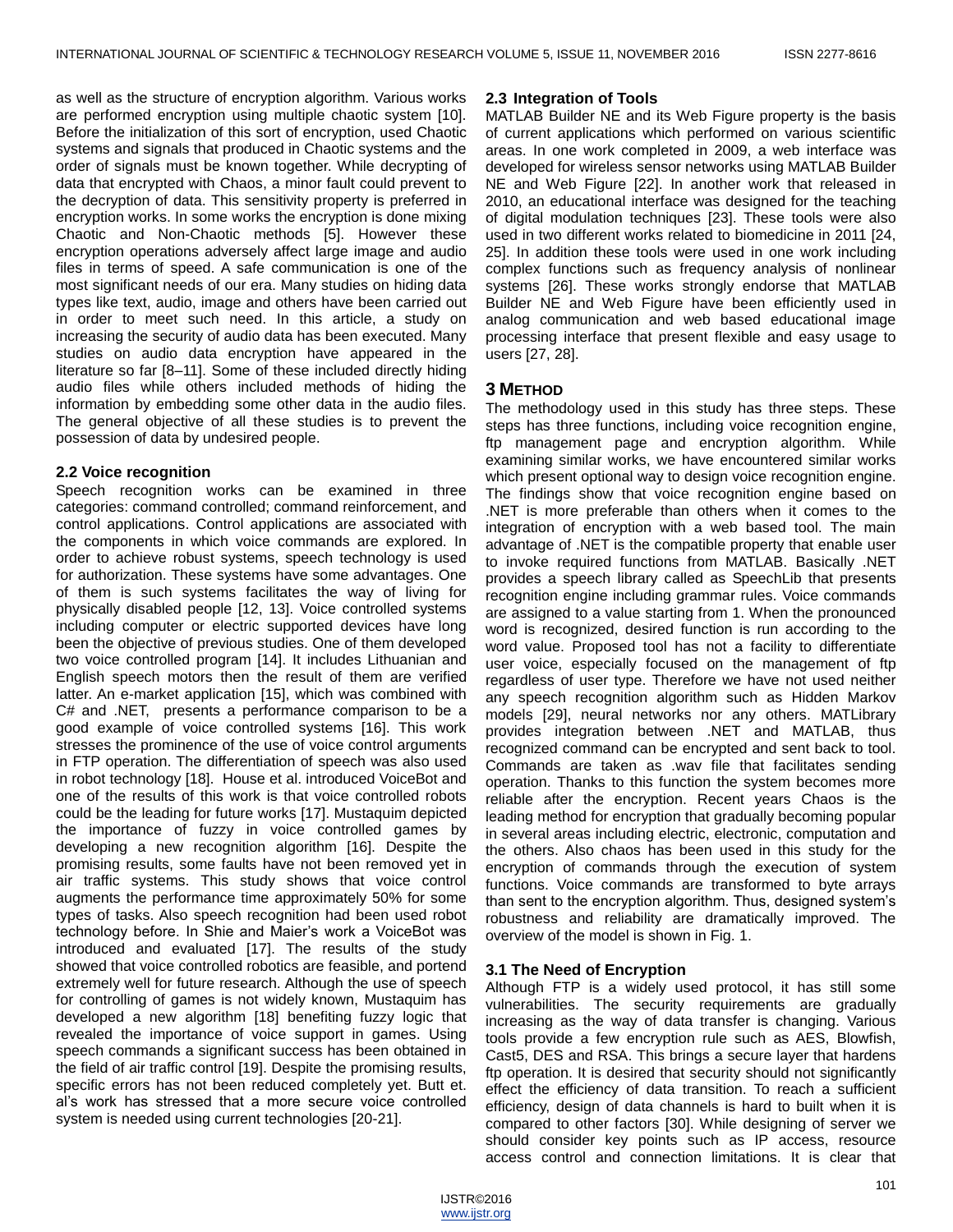as well as the structure of encryption algorithm. Various works are performed encryption using multiple chaotic system [10]. Before the initialization of this sort of encryption, used Chaotic systems and signals that produced in Chaotic systems and the order of signals must be known together. While decrypting of data that encrypted with Chaos, a minor fault could prevent to the decryption of data. This sensitivity property is preferred in encryption works. In some works the encryption is done mixing Chaotic and Non-Chaotic methods [5]. However these encryption operations adversely affect large image and audio files in terms of speed. A safe communication is one of the most significant needs of our era. Many studies on hiding data types like text, audio, image and others have been carried out in order to meet such need. In this article, a study on increasing the security of audio data has been executed. Many studies on audio data encryption have appeared in the literature so far [8–11]. Some of these included directly hiding audio files while others included methods of hiding the information by embedding some other data in the audio files. The general objective of all these studies is to prevent the possession of data by undesired people.

### 2.2 Voice recognition

Speech recognition works can be examined in three categories: command controlled; command reinforcement, and control applications. Control applications are associated with the components in which voice commands are explored. In order to achieve robust systems, speech technology is used for authorization. These systems have some advantages. One of them is such systems facilitates the way of living for physically disabled people [12, 13]. Voice controlled systems including computer or electric supported devices have long been the objective of previous studies. One of them developed two voice controlled program [14]. It includes Lithuanian and English speech motors then the result of them are verified latter. An e-market application [15], which was combined with C# and .NET, presents a performance comparison to be a good example of voice controlled systems [16]. This work stresses the prominence of the use of voice control arguments in FTP operation. The differentiation of speech was also used in robot technology [18]. House et al. introduced VoiceBot and one of the results of this work is that voice controlled robots could be the leading for future works [17]. Mustaquim depicted the importance of fuzzy in voice controlled games by developing a new recognition algorithm [16]. Despite the promising results, some faults have not been removed yet in air traffic systems. This study shows that voice control augments the performance time approximately 50% for some types of tasks. Also speech recognition had been used robot technology before. In Shie and Maier's work a VoiceBot was introduced and evaluated [17]. The results of the study showed that voice controlled robotics are feasible, and portend extremely well for future research. Although the use of speech for controlling of games is not widely known, Mustaquim has developed a new algorithm [18] benefiting fuzzy logic that revealed the importance of voice support in games. Using speech commands a significant success has been obtained in the field of air traffic control [19]. Despite the promising results, specific errors has not been reduced completely yet. Butt et. al's work has stressed that a more secure voice controlled system is needed using current technologies [20-21].

### 2.3 Integration of Tools

MATLAB Builder NE and its Web Figure property is the basis of current applications which performed on various scientific areas. In one work completed in 2009, a web interface was developed for wireless sensor networks using MATLAB Builder NE and Web Figure [22]. In another work that released in 2010, an educational interface was designed for the teaching of digital modulation techniques [23]. These tools were also used in two different works related to biomedicine in 2011 [24, 25]. In addition these tools were used in one work including complex functions such as frequency analysis of nonlinear systems [26]. These works strongly endorse that MATLAB Builder NE and Web Figure have been efficiently used in analog communication and web based educational image processing interface that present flexible and easy usage to users [27, 28].

## 3 Method

The methodology used in this study has three steps. These steps has three functions, including voice recognition engine, ftp management page and encryption algorithm. While examining similar works, we have encountered similar works which present optional way to design voice recognition engine. The findings show that voice recognition engine based on .NET is more preferable than others when it comes to the integration of encryption with a web based tool. The main advantage of .NET is the compatible property that enable user to invoke required functions from MATLAB. Basically .NET provides a speech library called as SpeechLib that presents recognition engine including grammar rules. Voice commands are assigned to a value starting from 1. When the pronounced word is recognized, desired function is run according to the word value. Proposed tool has not a facility to differentiate user voice, especially focused on the management of ftp regardless of user type. Therefore we have not used neither any speech recognition algorithm such as Hidden Markov models [29], neural networks nor any others. MATLibrary provides integration between .NET and MATLAB, thus recognized command can be encrypted and sent back to tool. Commands are taken as .wav file that facilitates sending operation. Thanks to this function the system becomes more reliable after the encryption. Recent years Chaos is the leading method for encryption that gradually becoming popular in several areas including electric, electronic, computation and the others. Also chaos has been used in this study for the encryption of commands through the execution of system functions. Voice commands are transformed to byte arrays than sent to the encryption algorithm. Thus, designed system's robustness and reliability are dramatically improved. The overview of the model is shown in Fig. 1.

### 3.1 The Need of Encryption

Although FTP is a widely used protocol, it has still some vulnerabilities. The security requirements are gradually increasing as the way of data transfer is changing. Various tools provide a few encryption rule such as AES, Blowfish, Cast5, DES and RSA. This brings a secure layer that hardens ftp operation. It is desired that security should not significantly effect the efficiency of data transition. To reach a sufficient efficiency, design of data channels is hard to built when it is compared to other factors [30]. While designing of server we should consider key points such as IP access, resource access control and connection limitations. It is clear that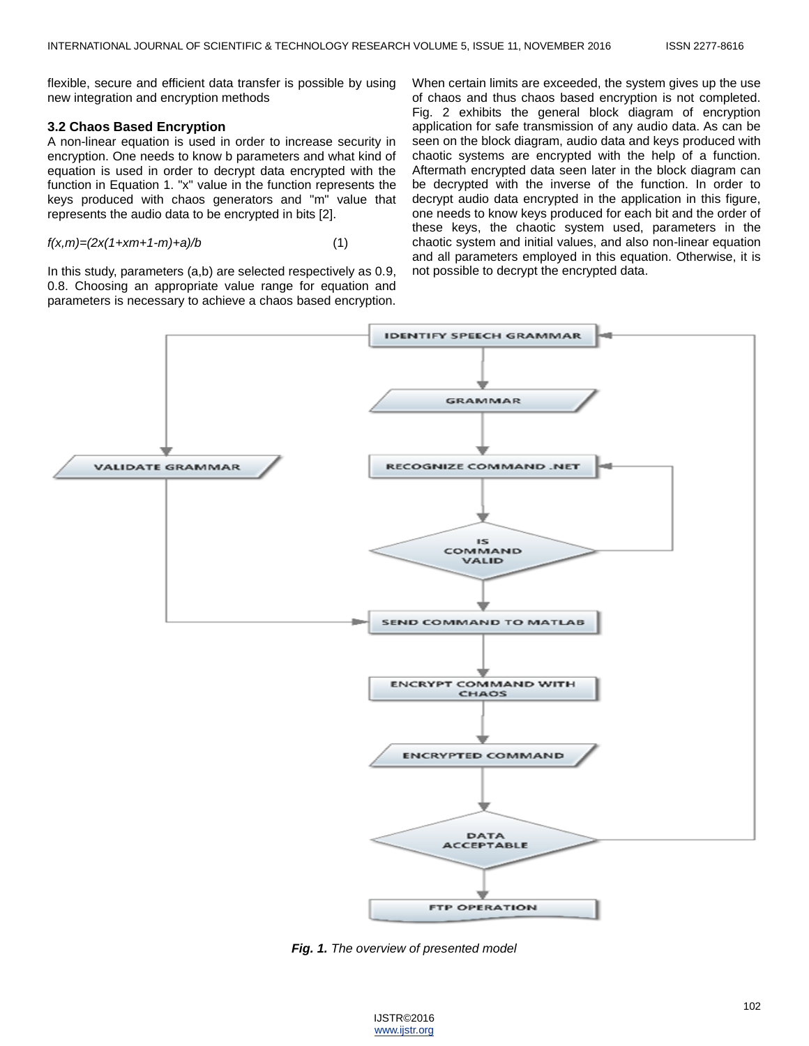flexible, secure and efficient data transfer is possible by using new integration and encryption methods

### 3.2 Chaos Based Encryption

A non-linear equation is used in order to increase security in encryption. One needs to know b parameters and what kind of equation is used in order to decrypt data encrypted with the function in Equation 1. "x" value in the function represents the keys produced with chaos generators and "m" value that represents the audio data to be encrypted in bits [2].

$$f(x,m)=(2x(1+xm+1-m)+a)/b \quad (1)$$

In this study, parameters (a,b) are selected respectively as 0.9, 0.8. Choosing an appropriate value range for equation and parameters is necessary to achieve a chaos based encryption. When certain limits are exceeded, the system gives up the use of chaos and thus chaos based encryption is not completed. Fig. 2 exhibits the general block diagram of encryption application for safe transmission of any audio data. As can be seen on the block diagram, audio data and keys produced with chaotic systems are encrypted with the help of a function. Aftermath encrypted data seen later in the block diagram can be decrypted with the inverse of the function. In order to decrypt audio data encrypted in the application in this figure, one needs to know keys produced for each bit and the order of these keys, the chaotic system used, parameters in the chaotic system and initial values, and also non-linear equation and all parameters employed in this equation. Otherwise, it is not possible to decrypt the encrypted data.

***Fig. 1.*** *The overview of presented model*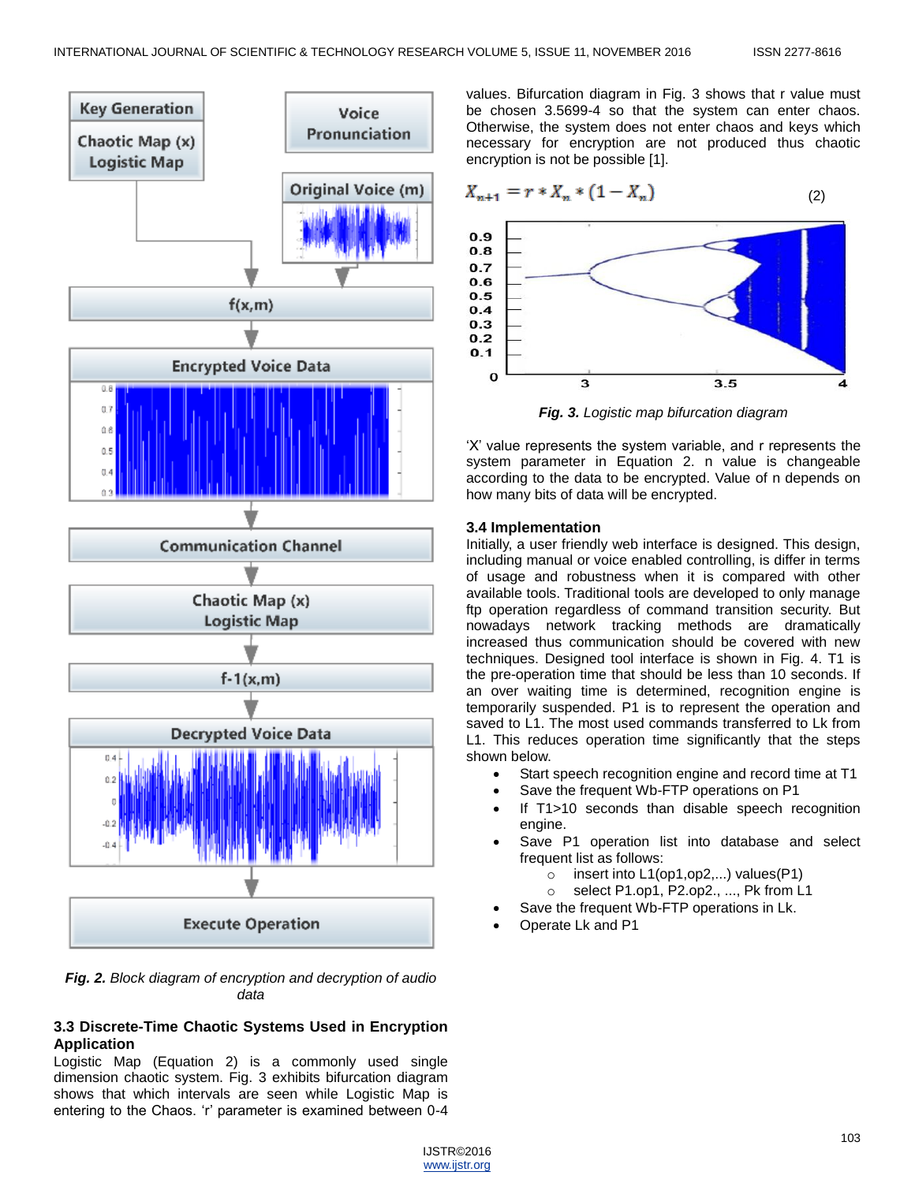*Fig. 2. Block diagram of encryption and decryption of audio data*

### 3.3 Discrete-Time Chaotic Systems Used in Encryption Application

Logistic Map (Equation 2) is a commonly used single dimension chaotic system. Fig. 3 exhibits bifurcation diagram shows that which intervals are seen while Logistic Map is entering to the Chaos. 'r' parameter is examined between 0-4 values. Bifurcation diagram in Fig. 3 shows that r value must be chosen 3.5699-4 so that the system can enter chaos. Otherwise, the system does not enter chaos and keys which necessary for encryption are not produced thus chaotic encryption is not be possible [1].

$$X_{n+1} = r * X_n * (1 - X_n) \qquad (2)$$

*Fig. 3. Logistic map bifurcation diagram*

'X' value represents the system variable, and r represents the system parameter in Equation 2. n value is changeable according to the data to be encrypted. Value of n depends on how many bits of data will be encrypted.

### 3.4 Implementation

Initially, a user friendly web interface is designed. This design, including manual or voice enabled controlling, is differ in terms of usage and robustness when it is compared with other available tools. Traditional tools are developed to only manage ftp operation regardless of command transition security. But nowadays network tracking methods are dramatically increased thus communication should be covered with new techniques. Designed tool interface is shown in Fig. 4. T1 is the pre-operation time that should be less than 10 seconds. If an over waiting time is determined, recognition engine is temporarily suspended. P1 is to represent the operation and saved to L1. The most used commands transferred to Lk from L1. This reduces operation time significantly that the steps shown below.

- Start speech recognition engine and record time at T1
- Save the frequent Wb-FTP operations on P1
- If T1>10 seconds than disable speech recognition engine.
- Save P1 operation list into database and select frequent list as follows:
  - insert into L1(op1,op2,...) values(P1)
  - select P1.op1, P2.op2., ..., Pk from L1
- Save the frequent Wb-FTP operations in Lk.
- Operate Lk and P1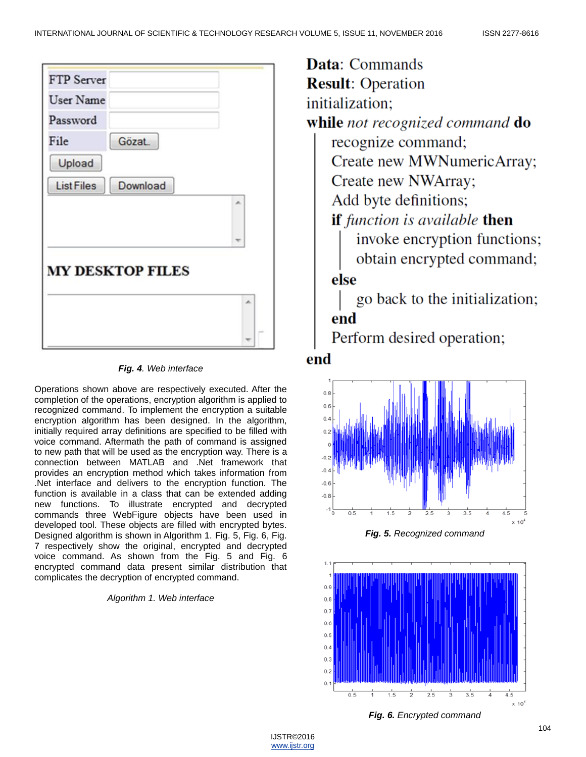**Fig. 4**. Web interface

Operations shown above are respectively executed. After the completion of the operations, encryption algorithm is applied to recognized command. To implement the encryption a suitable encryption algorithm has been designed. In the algorithm, initially required array definitions are specified to be filled with voice command. Aftermath the path of command is assigned to new path that will be used as the encryption way. There is a connection between MATLAB and .Net framework that provides an encryption method which takes information from .Net interface and delivers to the encryption function. The function is available in a class that can be extended adding new functions. To illustrate encrypted and decrypted commands three WebFigure objects have been used in developed tool. These objects are filled with encrypted bytes. Designed algorithm is shown in Algorithm 1. Fig. 5, Fig. 6, Fig. 7 respectively show the original, encrypted and decrypted voice command. As shown from the Fig. 5 and Fig. 6 encrypted command data present similar distribution that complicates the decryption of encrypted command.

*Algorithm 1. Web interface*

```
Data: Commands
Result: Operation
initialization;
while not recognized command do
    recognize command;
    Create new MWNumericArray;
    Create new NWArray;
    Add byte definitions;
    if function is available then
        invoke encryption functions;
        obtain encrypted command;
    else
        go back to the initialization;
    end
    Perform desired operation;
end
```

**Fig. 5.** Recognized command

**Fig. 6.** Encrypted command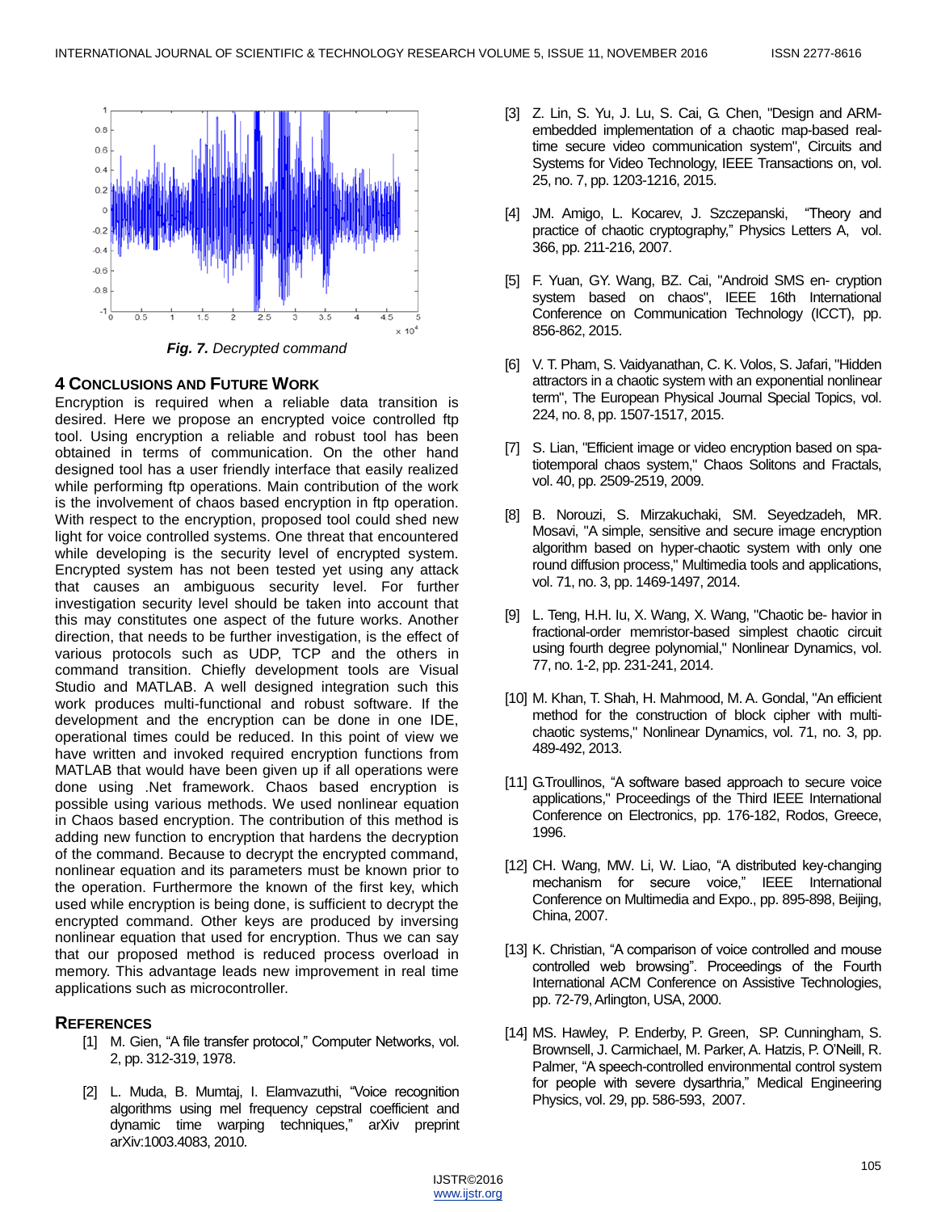*Fig. 7.* Decrypted command

## 4 Conclusions and Future Work

Encryption is required when a reliable data transition is desired. Here we propose an encrypted voice controlled ftp tool. Using encryption a reliable and robust tool has been obtained in terms of communication. On the other hand designed tool has a user friendly interface that easily realized while performing ftp operations. Main contribution of the work is the involvement of chaos based encryption in ftp operation. With respect to the encryption, proposed tool could shed new light for voice controlled systems. One threat that encountered while developing is the security level of encrypted system. Encrypted system has not been tested yet using any attack that causes an ambiguous security level. For further investigation security level should be taken into account that this may constitutes one aspect of the future works. Another direction, that needs to be further investigation, is the effect of various protocols such as UDP, TCP and the others in command transition. Chiefly development tools are Visual Studio and MATLAB. A well designed integration such this work produces multi-functional and robust software. If the development and the encryption can be done in one IDE, operational times could be reduced. In this point of view we have written and invoked required encryption functions from MATLAB that would have been given up if all operations were done using .Net framework. Chaos based encryption is possible using various methods. We used nonlinear equation in Chaos based encryption. The contribution of this method is adding new function to encryption that hardens the decryption of the command. Because to decrypt the encrypted command, nonlinear equation and its parameters must be known prior to the operation. Furthermore the known of the first key, which used while encryption is being done, is sufficient to decrypt the encrypted command. Other keys are produced by inversing nonlinear equation that used for encryption. Thus we can say that our proposed method is reduced process overload in memory. This advantage leads new improvement in real time applications such as microcontroller.

## References

[1] M. Gien, "A file transfer protocol," Computer Networks, vol. 2, pp. 312-319, 1978.

[2] L. Muda, B. Mumtaj, I. Elamvazuthi, "Voice recognition algorithms using mel frequency cepstral coefficient and dynamic time warping techniques," arXiv preprint arXiv:1003.4083, 2010.

[3] Z. Lin, S. Yu, J. Lu, S. Cai, G. Chen, "Design and ARM-embedded implementation of a chaotic map-based real-time secure video communication system", Circuits and Systems for Video Technology, IEEE Transactions on, vol. 25, no. 7, pp. 1203-1216, 2015.

[4] JM. Amigo, L. Kocarev, J. Szczepanski, "Theory and practice of chaotic cryptography," Physics Letters A, vol. 366, pp. 211-216, 2007.

[5] F. Yuan, GY. Wang, BZ. Cai, "Android SMS en- cryption system based on chaos", IEEE 16th International Conference on Communication Technology (ICCT), pp. 856-862, 2015.

[6] V. T. Pham, S. Vaidyanathan, C. K. Volos, S. Jafari, "Hidden attractors in a chaotic system with an exponential nonlinear term", The European Physical Journal Special Topics, vol. 224, no. 8, pp. 1507-1517, 2015.

[7] S. Lian, "Efficient image or video encryption based on spa-tiotemporal chaos system," Chaos Solitons and Fractals, vol. 40, pp. 2509-2519, 2009.

[8] B. Norouzi, S. Mirzakuchaki, SM. Seyedzadeh, MR. Mosavi, "A simple, sensitive and secure image encryption algorithm based on hyper-chaotic system with only one round diffusion process," Multimedia tools and applications, vol. 71, no. 3, pp. 1469-1497, 2014.

[9] L. Teng, H.H. Iu, X. Wang, X. Wang, "Chaotic be- havior in fractional-order memristor-based simplest chaotic circuit using fourth degree polynomial," Nonlinear Dynamics, vol. 77, no. 1-2, pp. 231-241, 2014.

[10] M. Khan, T. Shah, H. Mahmood, M. A. Gondal, "An efficient method for the construction of block cipher with multi-chaotic systems," Nonlinear Dynamics, vol. 71, no. 3, pp. 489-492, 2013.

[11] G.Troullinos, "A software based approach to secure voice applications," Proceedings of the Third IEEE International Conference on Electronics, pp. 176-182, Rodos, Greece, 1996.

[12] CH. Wang, MW. Li, W. Liao, "A distributed key-changing mechanism for secure voice," IEEE International Conference on Multimedia and Expo., pp. 895-898, Beijing, China, 2007.

[13] K. Christian, "A comparison of voice controlled and mouse controlled web browsing". Proceedings of the Fourth International ACM Conference on Assistive Technologies, pp. 72-79, Arlington, USA, 2000.

[14] MS. Hawley, P. Enderby, P. Green, SP. Cunningham, S. Brownsell, J. Carmichael, M. Parker, A. Hatzis, P. O'Neill, R. Palmer, "A speech-controlled environmental control system for people with severe dysarthria," Medical Engineering Physics, vol. 29, pp. 586-593, 2007.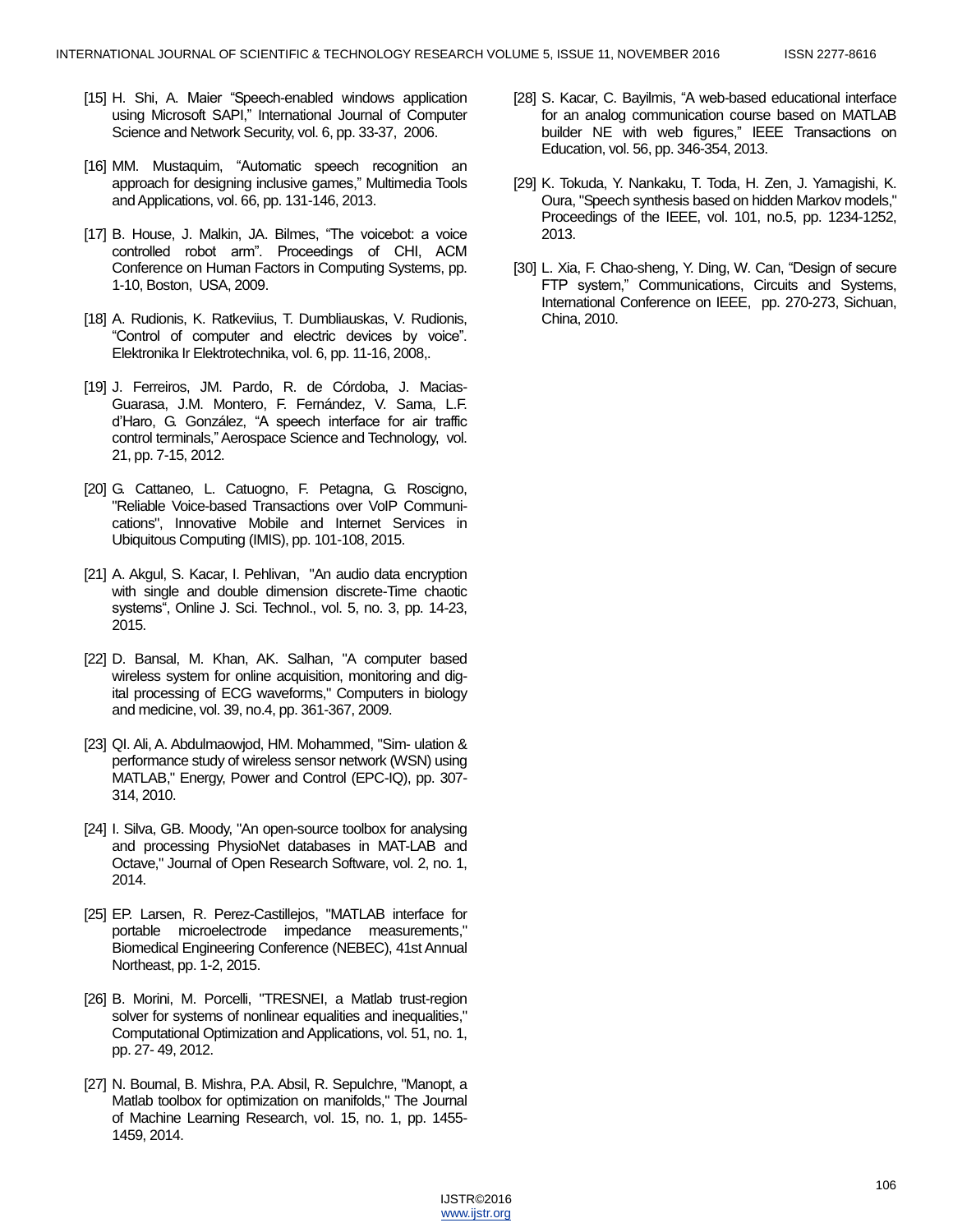[15] H. Shi, A. Maier "Speech-enabled windows application using Microsoft SAPI," International Journal of Computer Science and Network Security, vol. 6, pp. 33-37, 2006.

[16] MM. Mustaquim, "Automatic speech recognition an approach for designing inclusive games," Multimedia Tools and Applications, vol. 66, pp. 131-146, 2013.

[17] B. House, J. Malkin, JA. Bilmes, "The voicebot: a voice controlled robot arm". Proceedings of CHI, ACM Conference on Human Factors in Computing Systems, pp. 1-10, Boston, USA, 2009.

[18] A. Rudionis, K. Ratkeviius, T. Dumbliauskas, V. Rudionis, "Control of computer and electric devices by voice". Elektronika Ir Elektrotechnika, vol. 6, pp. 11-16, 2008,.

[19] J. Ferreiros, JM. Pardo, R. de Córdoba, J. Macias-Guarasa, J.M. Montero, F. Fernández, V. Sama, L.F. d'Haro, G. González, "A speech interface for air traffic control terminals," Aerospace Science and Technology, vol. 21, pp. 7-15, 2012.

[20] G. Cattaneo, L. Catuogno, F. Petagna, G. Roscigno, "Reliable Voice-based Transactions over VoIP Communi-cations", Innovative Mobile and Internet Services in Ubiquitous Computing (IMIS), pp. 101-108, 2015.

[21] A. Akgul, S. Kacar, I. Pehlivan, "An audio data encryption with single and double dimension discrete-Time chaotic systems", Online J. Sci. Technol., vol. 5, no. 3, pp. 14-23, 2015.

[22] D. Bansal, M. Khan, AK. Salhan, "A computer based wireless system for online acquisition, monitoring and dig-ital processing of ECG waveforms," Computers in biology and medicine, vol. 39, no.4, pp. 361-367, 2009.

[23] QI. Ali, A. Abdulmaowjod, HM. Mohammed, "Sim- ulation & performance study of wireless sensor network (WSN) using MATLAB," Energy, Power and Control (EPC-IQ), pp. 307-314, 2010.

[24] I. Silva, GB. Moody, "An open-source toolbox for analysing and processing PhysioNet databases in MAT-LAB and Octave," Journal of Open Research Software, vol. 2, no. 1, 2014.

[25] EP. Larsen, R. Perez-Castillejos, "MATLAB interface for portable microelectrode impedance measurements," Biomedical Engineering Conference (NEBEC), 41st Annual Northeast, pp. 1-2, 2015.

[26] B. Morini, M. Porcelli, "TRESNEI, a Matlab trust-region solver for systems of nonlinear equalities and inequalities," Computational Optimization and Applications, vol. 51, no. 1, pp. 27- 49, 2012.

[27] N. Boumal, B. Mishra, P.A. Absil, R. Sepulchre, "Manopt, a Matlab toolbox for optimization on manifolds," The Journal of Machine Learning Research, vol. 15, no. 1, pp. 1455-1459, 2014.

[28] S. Kacar, C. Bayilmis, "A web-based educational interface for an analog communication course based on MATLAB builder NE with web figures," IEEE Transactions on Education, vol. 56, pp. 346-354, 2013.

[29] K. Tokuda, Y. Nankaku, T. Toda, H. Zen, J. Yamagishi, K. Oura, "Speech synthesis based on hidden Markov models," Proceedings of the IEEE, vol. 101, no.5, pp. 1234-1252, 2013.

[30] L. Xia, F. Chao-sheng, Y. Ding, W. Can, "Design of secure FTP system," Communications, Circuits and Systems, International Conference on IEEE, pp. 270-273, Sichuan, China, 2010.